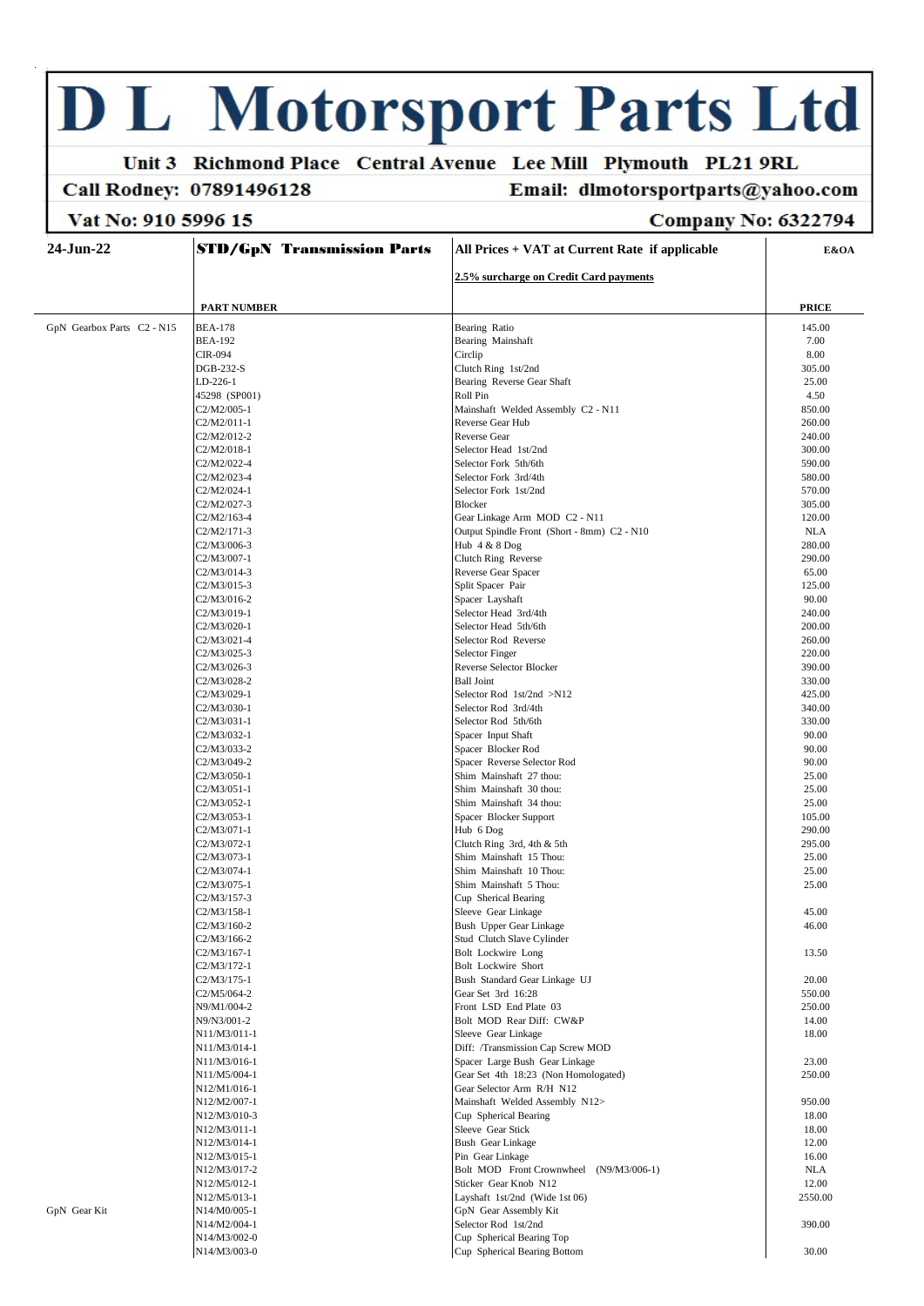# D L Motorsport Parts Ltd

**Unit 3 Richmond Place Central Avenue Lee Mill Plymouth PL21 9RL**

**Call Rodney: 07891496128** | **Email: dlmotorsportparts@yahoo.com**

**Vat No: 910 5996 15** | **Company No: 6322794**

| 24-Jun-22 | STD/GpN Transmission Parts | All Prices + VAT at Current Rate if applicable<br>2.5% surcharge on Credit Card payments | E&OA |
|---|---|---|---|
| | **PART NUMBER** | | **PRICE** |
| GpN Gearbox Parts C2 - N15 | BEA-178 | Bearing Ratio | 145.00 |
| | BEA-192 | Bearing Mainshaft | 7.00 |
| | CIR-094 | Circlip | 8.00 |
| | DGB-232-S | Clutch Ring 1st/2nd | 305.00 |
| | LD-226-1 | Bearing Reverse Gear Shaft | 25.00 |
| | 45298 (SP001) | Roll Pin | 4.50 |
| | C2/M2/005-1 | Mainshaft Welded Assembly C2 - N11 | 850.00 |
| | C2/M2/011-1 | Reverse Gear Hub | 260.00 |
| | C2/M2/012-2 | Reverse Gear | 240.00 |
| | C2/M2/018-1 | Selector Head 1st/2nd | 300.00 |
| | C2/M2/022-4 | Selector Fork 5th/6th | 590.00 |
| | C2/M2/023-4 | Selector Fork 3rd/4th | 580.00 |
| | C2/M2/024-1 | Selector Fork 1st/2nd | 570.00 |
| | C2/M2/027-3 | Blocker | 305.00 |
| | C2/M2/163-4 | Gear Linkage Arm MOD C2 - N11 | 120.00 |
| | C2/M2/171-3 | Output Spindle Front (Short - 8mm) C2 - N10 | NLA |
| | C2/M3/006-3 | Hub 4 & 8 Dog | 280.00 |
| | C2/M3/007-1 | Clutch Ring Reverse | 290.00 |
| | C2/M3/014-3 | Reverse Gear Spacer | 65.00 |
| | C2/M3/015-3 | Split Spacer Pair | 125.00 |
| | C2/M3/016-2 | Spacer Layshaft | 90.00 |
| | C2/M3/019-1 | Selector Head 3rd/4th | 240.00 |
| | C2/M3/020-1 | Selector Head 5th/6th | 200.00 |
| | C2/M3/021-4 | Selector Rod Reverse | 260.00 |
| | C2/M3/025-3 | Selector Finger | 220.00 |
| | C2/M3/026-3 | Reverse Selector Blocker | 390.00 |
| | C2/M3/028-2 | Ball Joint | 330.00 |
| | C2/M3/029-1 | Selector Rod 1st/2nd >N12 | 425.00 |
| | C2/M3/030-1 | Selector Rod 3rd/4th | 340.00 |
| | C2/M3/031-1 | Selector Rod 5th/6th | 330.00 |
| | C2/M3/032-1 | Spacer Input Shaft | 90.00 |
| | C2/M3/033-2 | Spacer Blocker Rod | 90.00 |
| | C2/M3/049-2 | Spacer Reverse Selector Rod | 90.00 |
| | C2/M3/050-1 | Shim Mainshaft 27 thou: | 25.00 |
| | C2/M3/051-1 | Shim Mainshaft 30 thou: | 25.00 |
| | C2/M3/052-1 | Shim Mainshaft 34 thou: | 25.00 |
| | C2/M3/053-1 | Spacer Blocker Support | 105.00 |
| | C2/M3/071-1 | Hub 6 Dog | 290.00 |
| | C2/M3/072-1 | Clutch Ring 3rd, 4th & 5th | 295.00 |
| | C2/M3/073-1 | Shim Mainshaft 15 Thou: | 25.00 |
| | C2/M3/074-1 | Shim Mainshaft 10 Thou: | 25.00 |
| | C2/M3/075-1 | Shim Mainshaft 5 Thou: | 25.00 |
| | C2/M3/157-3 | Cup Sherical Bearing | |
| | C2/M3/158-1 | Sleeve Gear Linkage | 45.00 |
| | C2/M3/160-2 | Bush Upper Gear Linkage | 46.00 |
| | C2/M3/166-2 | Stud Clutch Slave Cylinder | |
| | C2/M3/167-1 | Bolt Lockwire Long | 13.50 |
| | C2/M3/172-1 | Bolt Lockwire Short | |
| | C2/M3/175-1 | Bush Standard Gear Linkage UJ | 20.00 |
| | C2/M5/064-2 | Gear Set 3rd 16:28 | 550.00 |
| | N9/M1/004-2 | Front LSD End Plate 03 | 250.00 |
| | N9/N3/001-2 | Bolt MOD Rear Diff: CW&P | 14.00 |
| | N11/M3/011-1 | Sleeve Gear Linkage | 18.00 |
| | N11/M3/014-1 | Diff: /Transmission Cap Screw MOD | |
| | N11/M3/016-1 | Spacer Large Bush Gear Linkage | 23.00 |
| | N11/M5/004-1 | Gear Set 4th 18:23 (Non Homologated) | 250.00 |
| | N12/M1/016-1 | Gear Selector Arm R/H N12 | |
| | N12/M2/007-1 | Mainshaft Welded Assembly N12> | 950.00 |
| | N12/M3/010-3 | Cup Spherical Bearing | 18.00 |
| | N12/M3/011-1 | Sleeve Gear Stick | 18.00 |
| | N12/M3/014-1 | Bush Gear Linkage | 12.00 |
| | N12/M3/015-1 | Pin Gear Linkage | 16.00 |
| | N12/M3/017-2 | Bolt MOD Front Crownwheel (N9/M3/006-1) | NLA |
| | N12/M5/012-1 | Sticker Gear Knob N12 | 12.00 |
| | N12/M5/013-1 | Layshaft 1st/2nd (Wide 1st 06) | 2550.00 |
| GpN Gear Kit | N14/M0/005-1 | GpN Gear Assembly Kit | |
| | N14/M2/004-1 | Selector Rod 1st/2nd | 390.00 |
| | N14/M3/002-0 | Cup Spherical Bearing Top | |
| | N14/M3/003-0 | Cup Spherical Bearing Bottom | 30.00 |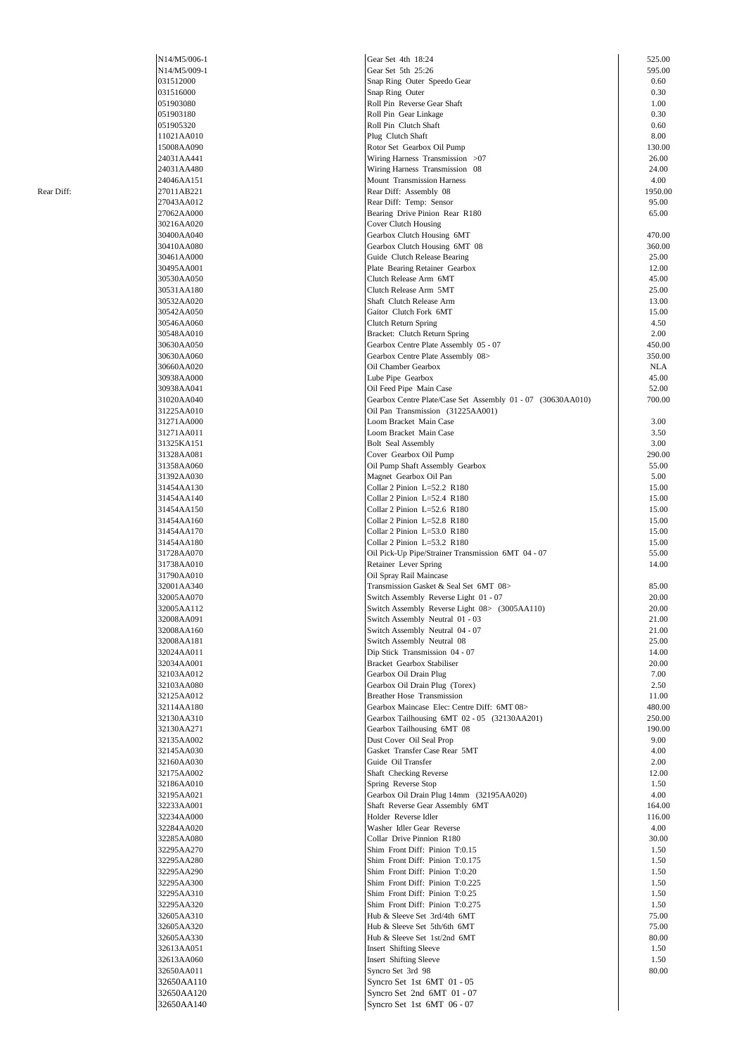| | | | |
|---|---|---|---|
| | N14/M5/006-1 | Gear Set 4th 18:24 | 525.00 |
| | N14/M5/009-1 | Gear Set 5th 25:26 | 595.00 |
| | 031512000 | Snap Ring Outer Speedo Gear | 0.60 |
| | 031516000 | Snap Ring Outer | 0.30 |
| | 051903080 | Roll Pin Reverse Gear Shaft | 1.00 |
| | 051903180 | Roll Pin Gear Linkage | 0.30 |
| | 051905320 | Roll Pin Clutch Shaft | 0.60 |
| | 11021AA010 | Plug Clutch Shaft | 8.00 |
| | 15008AA090 | Rotor Set Gearbox Oil Pump | 130.00 |
| | 24031AA441 | Wiring Harness Transmission >07 | 26.00 |
| | 24031AA480 | Wiring Harness Transmission 08 | 24.00 |
| | 24046AA151 | Mount Transmission Harness | 4.00 |
| Rear Diff: | 27011AB221 | Rear Diff: Assembly 08 | 1950.00 |
| | 27043AA012 | Rear Diff: Temp: Sensor | 95.00 |
| | 27062AA000 | Bearing Drive Pinion Rear R180 | 65.00 |
| | 30216AA020 | Cover Clutch Housing | |
| | 30400AA040 | Gearbox Clutch Housing 6MT | 470.00 |
| | 30410AA080 | Gearbox Clutch Housing 6MT 08 | 360.00 |
| | 30461AA000 | Guide Clutch Release Bearing | 25.00 |
| | 30495AA001 | Plate Bearing Retainer Gearbox | 12.00 |
| | 30530AA050 | Clutch Release Arm 6MT | 45.00 |
| | 30531AA180 | Clutch Release Arm 5MT | 25.00 |
| | 30532AA020 | Shaft Clutch Release Arm | 13.00 |
| | 30542AA050 | Gaitor Clutch Fork 6MT | 15.00 |
| | 30546AA060 | Clutch Return Spring | 4.50 |
| | 30548AA010 | Bracket: Clutch Return Spring | 2.00 |
| | 30630AA050 | Gearbox Centre Plate Assembly 05 - 07 | 450.00 |
| | 30630AA060 | Gearbox Centre Plate Assembly 08> | 350.00 |
| | 30660AA020 | Oil Chamber Gearbox | NLA |
| | 30938AA000 | Lube Pipe Gearbox | 45.00 |
| | 30938AA041 | Oil Feed Pipe Main Case | 52.00 |
| | 31020AA040 | Gearbox Centre Plate/Case Set Assembly 01 - 07 (30630AA010) | 700.00 |
| | 31225AA010 | Oil Pan Transmission (31225AA001) | |
| | 31271AA000 | Loom Bracket Main Case | 3.00 |
| | 31271AA011 | Loom Bracket Main Case | 3.50 |
| | 31325KA151 | Bolt Seal Assembly | 3.00 |
| | 31328AA081 | Cover Gearbox Oil Pump | 290.00 |
| | 31358AA060 | Oil Pump Shaft Assembly Gearbox | 55.00 |
| | 31392AA030 | Magnet Gearbox Oil Pan | 5.00 |
| | 31454AA130 | Collar 2 Pinion L=52.2 R180 | 15.00 |
| | 31454AA140 | Collar 2 Pinion L=52.4 R180 | 15.00 |
| | 31454AA150 | Collar 2 Pinion L=52.6 R180 | 15.00 |
| | 31454AA160 | Collar 2 Pinion L=52.8 R180 | 15.00 |
| | 31454AA170 | Collar 2 Pinion L=53.0 R180 | 15.00 |
| | 31454AA180 | Collar 2 Pinion L=53.2 R180 | 15.00 |
| | 31728AA070 | Oil Pick-Up Pipe/Strainer Transmission 6MT 04 - 07 | 55.00 |
| | 31738AA010 | Retainer Lever Spring | 14.00 |
| | 31790AA010 | Oil Spray Rail Maincase | |
| | 32001AA340 | Transmission Gasket & Seal Set 6MT 08> | 85.00 |
| | 32005AA070 | Switch Assembly Reverse Light 01 - 07 | 20.00 |
| | 32005AA112 | Switch Assembly Reverse Light 08> (3005AA110) | 20.00 |
| | 32008AA091 | Switch Assembly Neutral 01 - 03 | 21.00 |
| | 32008AA160 | Switch Assembly Neutral 04 - 07 | 21.00 |
| | 32008AA181 | Switch Assembly Neutral 08 | 25.00 |
| | 32024AA011 | Dip Stick Transmission 04 - 07 | 14.00 |
| | 32034AA001 | Bracket Gearbox Stabiliser | 20.00 |
| | 32103AA012 | Gearbox Oil Drain Plug | 7.00 |
| | 32103AA080 | Gearbox Oil Drain Plug (Torex) | 2.50 |
| | 32125AA012 | Breather Hose Transmission | 11.00 |
| | 32114AA180 | Gearbox Maincase Elec: Centre Diff: 6MT 08> | 480.00 |
| | 32130AA310 | Gearbox Tailhousing 6MT 02 - 05 (32130AA201) | 250.00 |
| | 32130AA271 | Gearbox Tailhousing 6MT 08 | 190.00 |
| | 32135AA002 | Dust Cover Oil Seal Prop | 9.00 |
| | 32145AA030 | Gasket Transfer Case Rear 5MT | 4.00 |
| | 32160AA030 | Guide Oil Transfer | 2.00 |
| | 32175AA002 | Shaft Checking Reverse | 12.00 |
| | 32186AA010 | Spring Reverse Stop | 1.50 |
| | 32195AA021 | Gearbox Oil Drain Plug 14mm (32195AA020) | 4.00 |
| | 32233AA001 | Shaft Reverse Gear Assembly 6MT | 164.00 |
| | 32234AA000 | Holder Reverse Idler | 116.00 |
| | 32284AA020 | Washer Idler Gear Reverse | 4.00 |
| | 32285AA080 | Collar Drive Pinnion R180 | 30.00 |
| | 32295AA270 | Shim Front Diff: Pinion T:0.15 | 1.50 |
| | 32295AA280 | Shim Front Diff: Pinion T:0.175 | 1.50 |
| | 32295AA290 | Shim Front Diff: Pinion T:0.20 | 1.50 |
| | 32295AA300 | Shim Front Diff: Pinion T:0.225 | 1.50 |
| | 32295AA310 | Shim Front Diff: Pinion T:0.25 | 1.50 |
| | 32295AA320 | Shim Front Diff: Pinion T:0.275 | 1.50 |
| | 32605AA310 | Hub & Sleeve Set 3rd/4th 6MT | 75.00 |
| | 32605AA320 | Hub & Sleeve Set 5th/6th 6MT | 75.00 |
| | 32605AA330 | Hub & Sleeve Set 1st/2nd 6MT | 80.00 |
| | 32613AA051 | Insert Shifting Sleeve | 1.50 |
| | 32613AA060 | Insert Shifting Sleeve | 1.50 |
| | 32650AA011 | Syncro Set 3rd 98 | 80.00 |
| | 32650AA110 | Syncro Set 1st 6MT 01 - 05 | |
| | 32650AA120 | Syncro Set 2nd 6MT 01 - 07 | |
| | 32650AA140 | Syncro Set 1st 6MT 06 - 07 | |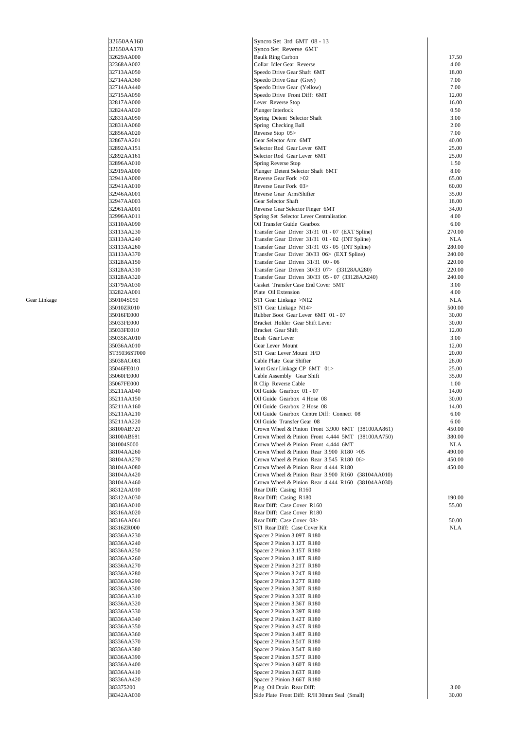| | | | |
|---|---|---|---|
| | 32650AA160 | Syncro Set 3rd 6MT 08 - 13 | |
| | 32650AA170 | Synco Set Reverse 6MT | |
| | 32629AA000 | Baulk Ring Carbon | 17.50 |
| | 32368AA002 | Collar Idler Gear Reverse | 4.00 |
| | 32713AA050 | Speedo Drive Gear Shaft 6MT | 18.00 |
| | 32714AA360 | Speedo Drive Gear (Grey) | 7.00 |
| | 32714AA440 | Speedo Drive Gear (Yellow) | 7.00 |
| | 32715AA050 | Speedo Drive Front Diff: 6MT | 12.00 |
| | 32817AA000 | Lever Reverse Stop | 16.00 |
| | 32824AA020 | Plunger Interlock | 0.50 |
| | 32831AA050 | Spring Detent Selector Shaft | 3.00 |
| | 32831AA060 | Spring Checking Ball | 2.00 |
| | 32856AA020 | Reverse Stop 05> | 7.00 |
| | 32867AA201 | Gear Selector Arm 6MT | 40.00 |
| | 32892AA151 | Selector Rod Gear Lever 6MT | 25.00 |
| | 32892AA161 | Selector Rod Gear Lever 6MT | 25.00 |
| | 32896AA010 | Spring Reverse Stop | 1.50 |
| | 32919AA000 | Plunger Detent Selector Shaft 6MT | 8.00 |
| | 32941AA000 | Reverse Gear Fork >02 | 65.00 |
| | 32941AA010 | Reverse Gear Fork 03> | 60.00 |
| | 32946AA001 | Reverse Gear Arm/Shifter | 35.00 |
| | 32947AA003 | Gear Selector Shaft | 18.00 |
| | 32961AA001 | Reverse Gear Selector Finger 6MT | 34.00 |
| | 32996AA011 | Spring Set Selector Lever Centralisation | 4.00 |
| | 33110AA090 | Oil Transfer Guide Gearbox | 6.00 |
| | 33113AA230 | Transfer Gear Driver 31/31 01 - 07 (EXT Spline) | 270.00 |
| | 33113AA240 | Transfer Gear Driver 31/31 01 - 02 (INT Spline) | NLA |
| | 33113AA260 | Transfer Gear Driver 31/31 03 - 05 (INT Spline) | 280.00 |
| | 33113AA370 | Transfer Gear Driver 30/33 06> (EXT Spline) | 240.00 |
| | 33128AA150 | Transfer Gear Driven 31/31 00 - 06 | 220.00 |
| | 33128AA310 | Transfer Gear Driven 30/33 07> (33128AA280) | 220.00 |
| | 33128AA320 | Transfer Gear Driven 30/33 05 - 07 (33128AA240) | 240.00 |
| | 33179AA030 | Gasket Transfer Case End Cover 5MT | 3.00 |
| | 33282AA001 | Plate Oil Extension | 4.00 |
| Gear Linkage | 350104S050 | STI Gear Linkage >N12 | NLA |
| | 35010ZR010 | STI Gear Linkage N14> | 500.00 |
| | 35016FE000 | Rubber Boot Gear Lever 6MT 01 - 07 | 30.00 |
| | 35033FE000 | Bracket Holder Gear Shift Lever | 30.00 |
| | 35033FE010 | Bracket Gear Shift | 12.00 |
| | 35035KA010 | Bush Gear Lever | 3.00 |
| | 35036AA010 | Gear Lever Mount | 12.00 |
| | ST35036ST000 | STI Gear Lever Mount H/D | 20.00 |
| | 35038AG081 | Cable Plate Gear Shifter | 28.00 |
| | 35046FE010 | Joint Gear Linkage CP 6MT 01> | 25.00 |
| | 35060FE000 | Cable Assembly Gear Shift | 35.00 |
| | 35067FE000 | R Clip Reverse Cable | 1.00 |
| | 35211AA040 | Oil Guide Gearbox 01 - 07 | 14.00 |
| | 35211AA150 | Oil Guide Gearbox 4 Hose 08 | 30.00 |
| | 35211AA160 | Oil Guide Gearbox 2 Hose 08 | 14.00 |
| | 35211AA210 | Oil Guide Gearbox Centre Diff: Connect 08 | 6.00 |
| | 35211AA220 | Oil Guide Transfer Gear 08 | 6.00 |
| | 38100AB720 | Crown Wheel & Pinion Front 3.900 6MT (38100AA861) | 450.00 |
| | 38100AB681 | Crown Wheel & Pinion Front 4.444 5MT (38100AA750) | 380.00 |
| | 381004S000 | Crown Wheel & Pinion Front 4.444 6MT | NLA |
| | 38104AA260 | Crown Wheel & Pinion Rear 3.900 R180 >05 | 490.00 |
| | 38104AA270 | Crown Wheel & Pinion Rear 3.545 R180 06> | 450.00 |
| | 38104AA080 | Crown Wheel & Pinion Rear 4.444 R180 | 450.00 |
| | 38104AA420 | Crown Wheel & Pinion Rear 3.900 R160 (38104AA010) | |
| | 38104AA460 | Crown Wheel & Pinion Rear 4.444 R160 (38104AA030) | |
| | 38312AA010 | Rear Diff: Casing R160 | |
| | 38312AA030 | Rear Diff: Casing R180 | 190.00 |
| | 38316AA010 | Rear Diff: Case Cover R160 | 55.00 |
| | 38316AA020 | Rear Diff: Case Cover R180 | |
| | 38316AA061 | Rear Diff: Case Cover 08> | 50.00 |
| | 38316ZR000 | STI Rear Diff: Case Cover Kit | NLA |
| | 38336AA230 | Spacer 2 Pinion 3.09T R180 | |
| | 38336AA240 | Spacer 2 Pinion 3.12T R180 | |
| | 38336AA250 | Spacer 2 Pinion 3.15T R180 | |
| | 38336AA260 | Spacer 2 Pinion 3.18T R180 | |
| | 38336AA270 | Spacer 2 Pinion 3.21T R180 | |
| | 38336AA280 | Spacer 2 Pinion 3.24T R180 | |
| | 38336AA290 | Spacer 2 Pinion 3.27T R180 | |
| | 38336AA300 | Spacer 2 Pinion 3.30T R180 | |
| | 38336AA310 | Spacer 2 Pinion 3.33T R180 | |
| | 38336AA320 | Spacer 2 Pinion 3.36T R180 | |
| | 38336AA330 | Spacer 2 Pinion 3.39T R180 | |
| | 38336AA340 | Spacer 2 Pinion 3.42T R180 | |
| | 38336AA350 | Spacer 2 Pinion 3.45T R180 | |
| | 38336AA360 | Spacer 2 Pinion 3.48T R180 | |
| | 38336AA370 | Spacer 2 Pinion 3.51T R180 | |
| | 38336AA380 | Spacer 2 Pinion 3.54T R180 | |
| | 38336AA390 | Spacer 2 Pinion 3.57T R180 | |
| | 38336AA400 | Spacer 2 Pinion 3.60T R180 | |
| | 38336AA410 | Spacer 2 Pinion 3.63T R180 | |
| | 38336AA420 | Spacer 2 Pinion 3.66T R180 | |
| | 383375200 | Plug Oil Drain Rear Diff: | 3.00 |
| | 38342AA030 | Side Plate Front Diff: R/H 30mm Seal (Small) | 30.00 |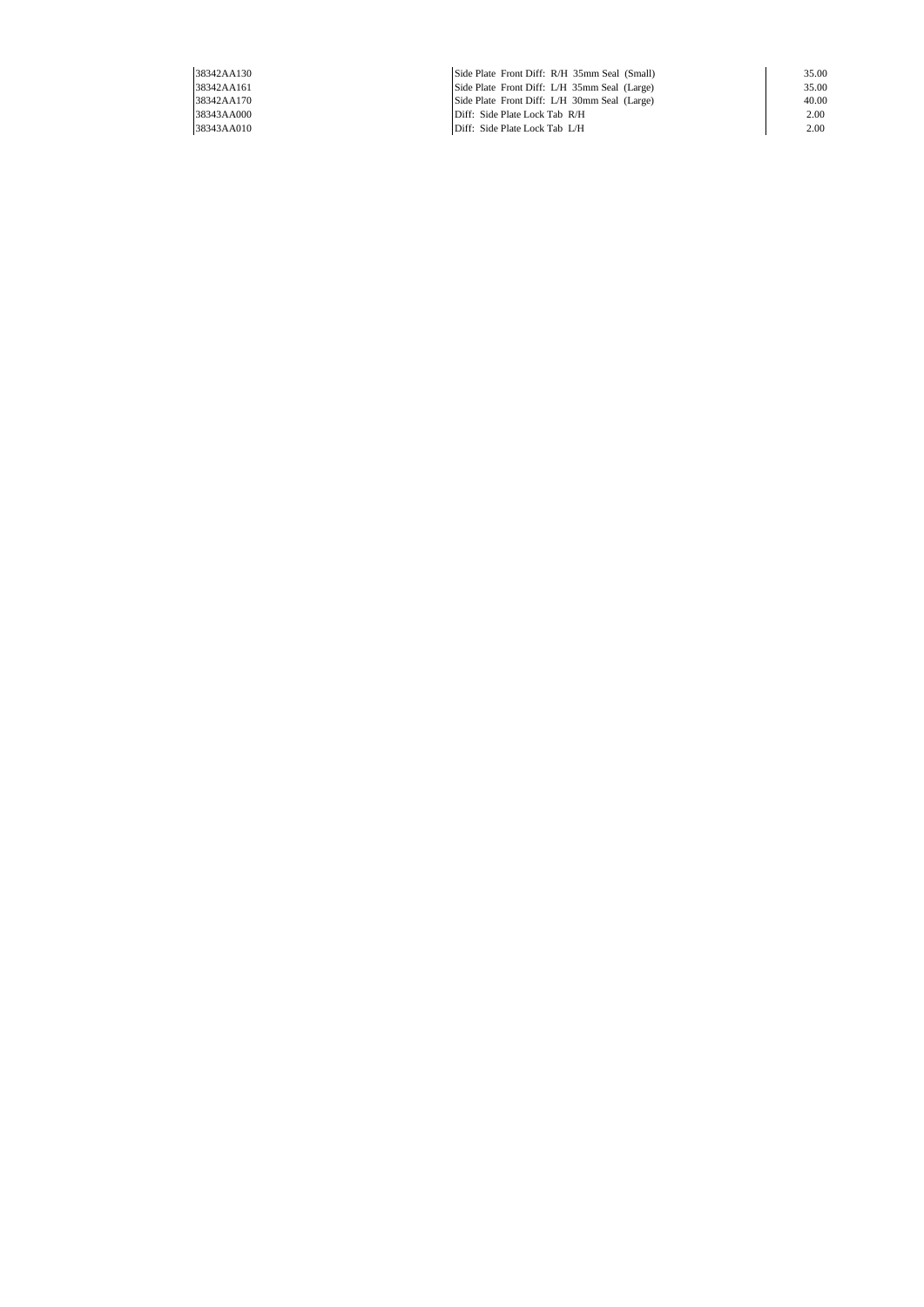| | | |
|---|---|---|
| 38342AA130 | Side Plate Front Diff: R/H 35mm Seal (Small) | 35.00 |
| 38342AA161 | Side Plate Front Diff: L/H 35mm Seal (Large) | 35.00 |
| 38342AA170 | Side Plate Front Diff: L/H 30mm Seal (Large) | 40.00 |
| 38343AA000 | Diff: Side Plate Lock Tab R/H | 2.00 |
| 38343AA010 | Diff: Side Plate Lock Tab L/H | 2.00 |